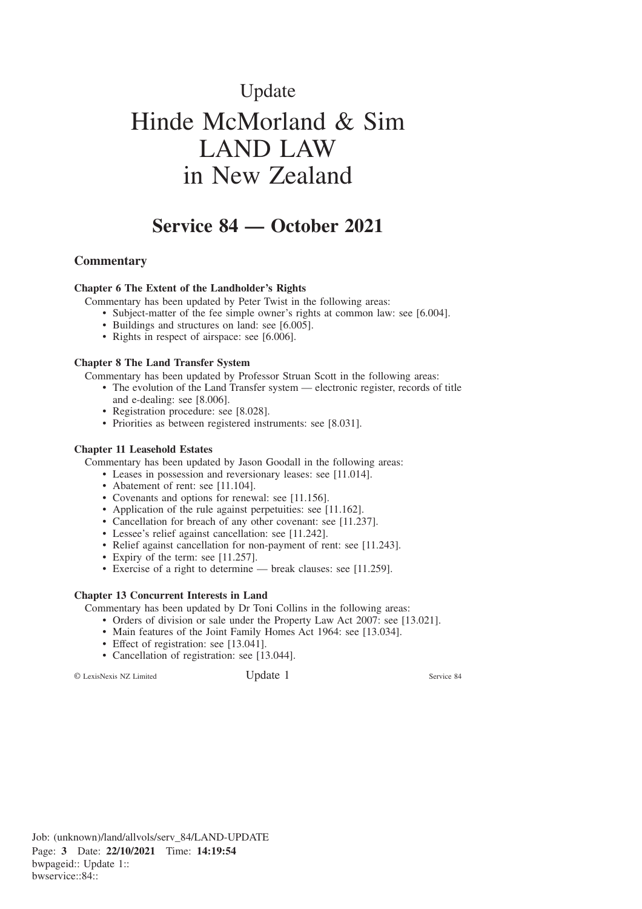Update

# Hinde McMorland & Sim LAND LAW in New Zealand

## Service 84 — October 2021

### Commentary

#### Chapter 6 The Extent of the Landholder's Rights

Commentary has been updated by Peter Twist in the following areas:

- Subject-matter of the fee simple owner's rights at common law: see [6.004].
- Buildings and structures on land: see [6.005].
- Rights in respect of airspace: see [6.006].

#### Chapter 8 The Land Transfer System

Commentary has been updated by Professor Struan Scott in the following areas:

- The evolution of the Land Transfer system — electronic register, records of title and e-dealing: see [8.006].
- Registration procedure: see [8.028].
- Priorities as between registered instruments: see [8.031].

#### Chapter 11 Leasehold Estates

Commentary has been updated by Jason Goodall in the following areas:

- Leases in possession and reversionary leases: see [11.014].
- Abatement of rent: see [11.104].
- Covenants and options for renewal: see [11.156].
- Application of the rule against perpetuities: see [11.162].
- Cancellation for breach of any other covenant: see [11.237].
- Lessee's relief against cancellation: see [11.242].
- Relief against cancellation for non-payment of rent: see [11.243].
- Expiry of the term: see [11.257].
- Exercise of a right to determine — break clauses: see [11.259].

#### Chapter 13 Concurrent Interests in Land

Commentary has been updated by Dr Toni Collins in the following areas:

- Orders of division or sale under the Property Law Act 2007: see [13.021].
- Main features of the Joint Family Homes Act 1964: see [13.034].
- Effect of registration: see [13.041].
- Cancellation of registration: see [13.044].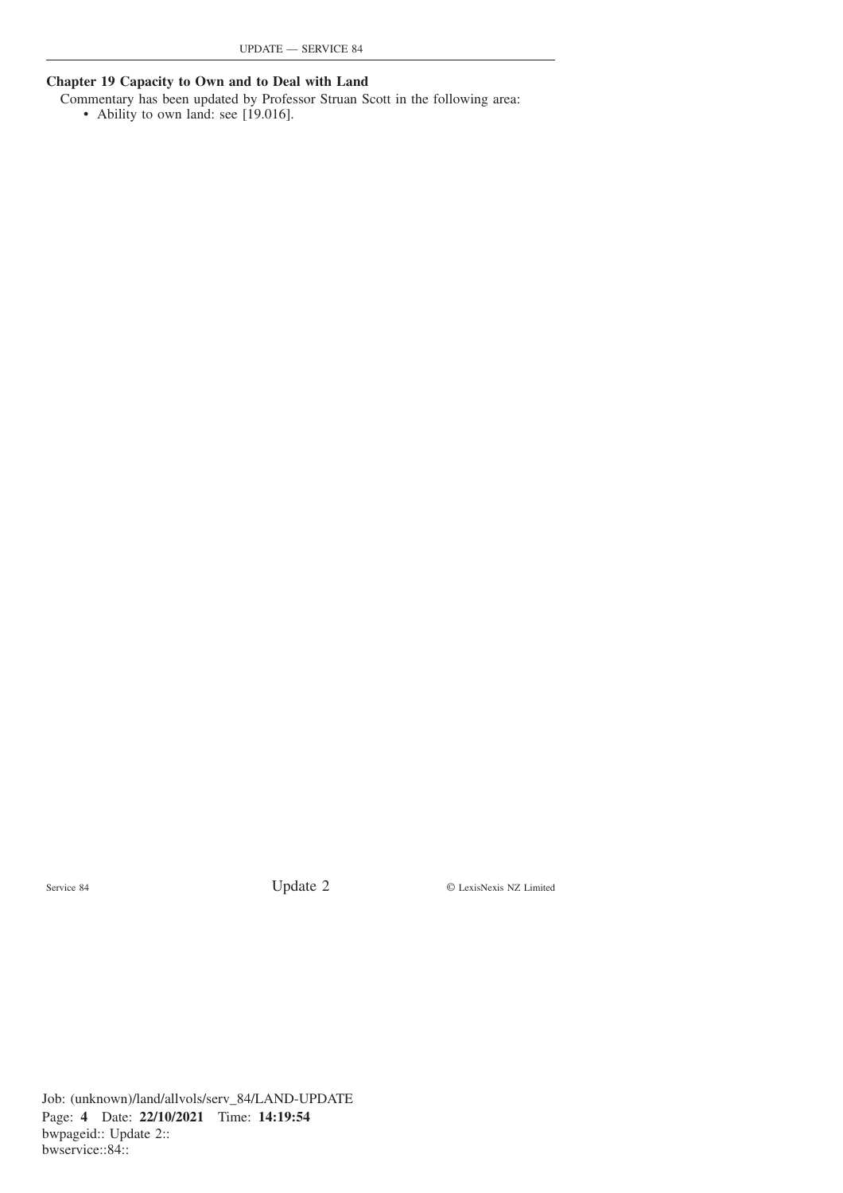**Chapter 19 Capacity to Own and to Deal with Land**

Commentary has been updated by Professor Struan Scott in the following area:

- Ability to own land: see [19.016].